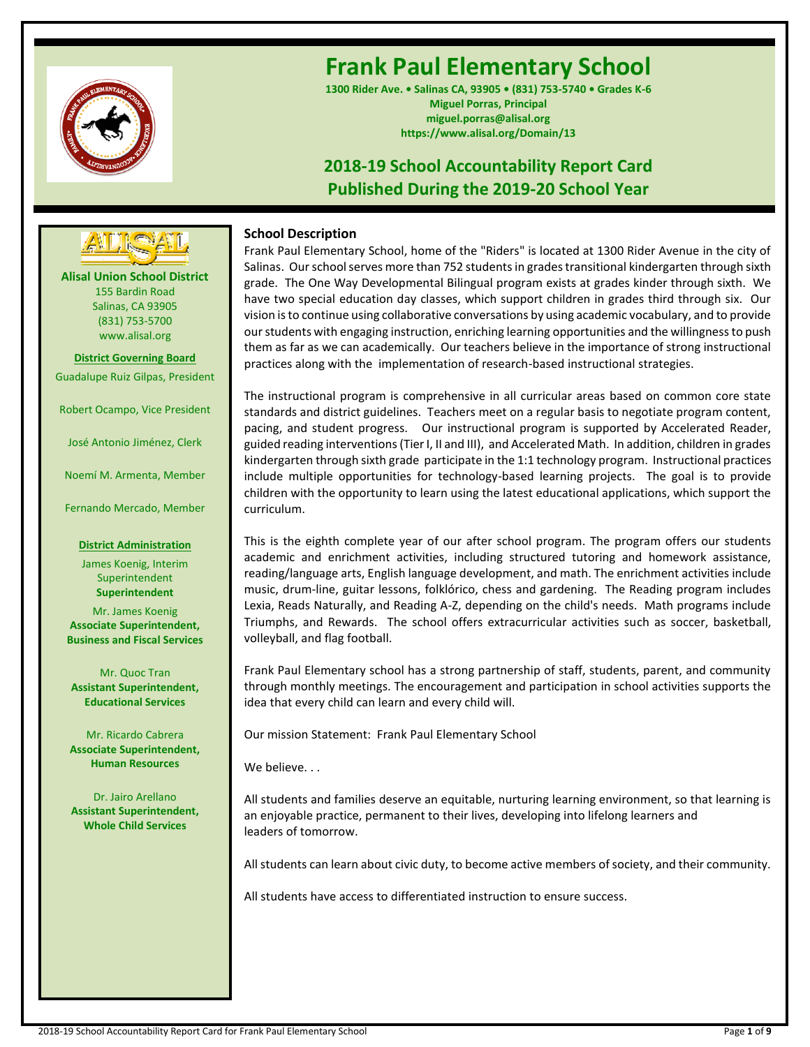# Frank Paul Elementary School

**1300 Rider Ave. • Salinas CA, 93905 • (831) 753-5740 • Grades K-6**
**Miguel Porras, Principal**
**miguel.porras@alisal.org**
**https://www.alisal.org/Domain/13**

## 2018-19 School Accountability Report Card
## Published During the 2019-20 School Year

**Alisal Union School District**
155 Bardin Road
Salinas, CA 93905
(831) 753-5700
www.alisal.org

**District Governing Board**

Guadalupe Ruiz Gilpas, President

Robert Ocampo, Vice President

José Antonio Jiménez, Clerk

Noemí M. Armenta, Member

Fernando Mercado, Member

**District Administration**

James Koenig, Interim Superintendent
**Superintendent**

Mr. James Koenig
**Associate Superintendent, Business and Fiscal Services**

Mr. Quoc Tran
**Assistant Superintendent, Educational Services**

Mr. Ricardo Cabrera
**Associate Superintendent, Human Resources**

Dr. Jairo Arellano
**Assistant Superintendent, Whole Child Services**

### School Description

Frank Paul Elementary School, home of the "Riders" is located at 1300 Rider Avenue in the city of Salinas. Our school serves more than 752 students in grades transitional kindergarten through sixth grade. The One Way Developmental Bilingual program exists at grades kinder through sixth. We have two special education day classes, which support children in grades third through six. Our vision is to continue using collaborative conversations by using academic vocabulary, and to provide our students with engaging instruction, enriching learning opportunities and the willingness to push them as far as we can academically. Our teachers believe in the importance of strong instructional practices along with the implementation of research-based instructional strategies.

The instructional program is comprehensive in all curricular areas based on common core state standards and district guidelines. Teachers meet on a regular basis to negotiate program content, pacing, and student progress. Our instructional program is supported by Accelerated Reader, guided reading interventions (Tier I, II and III), and Accelerated Math. In addition, children in grades kindergarten through sixth grade participate in the 1:1 technology program. Instructional practices include multiple opportunities for technology-based learning projects. The goal is to provide children with the opportunity to learn using the latest educational applications, which support the curriculum.

This is the eighth complete year of our after school program. The program offers our students academic and enrichment activities, including structured tutoring and homework assistance, reading/language arts, English language development, and math. The enrichment activities include music, drum-line, guitar lessons, folklórico, chess and gardening. The Reading program includes Lexia, Reads Naturally, and Reading A-Z, depending on the child's needs. Math programs include Triumphs, and Rewards. The school offers extracurricular activities such as soccer, basketball, volleyball, and flag football.

Frank Paul Elementary school has a strong partnership of staff, students, parent, and community through monthly meetings. The encouragement and participation in school activities supports the idea that every child can learn and every child will.

Our mission Statement: Frank Paul Elementary School

We believe. . .

All students and families deserve an equitable, nurturing learning environment, so that learning is an enjoyable practice, permanent to their lives, developing into lifelong learners and leaders of tomorrow.

All students can learn about civic duty, to become active members of society, and their community.

All students have access to differentiated instruction to ensure success.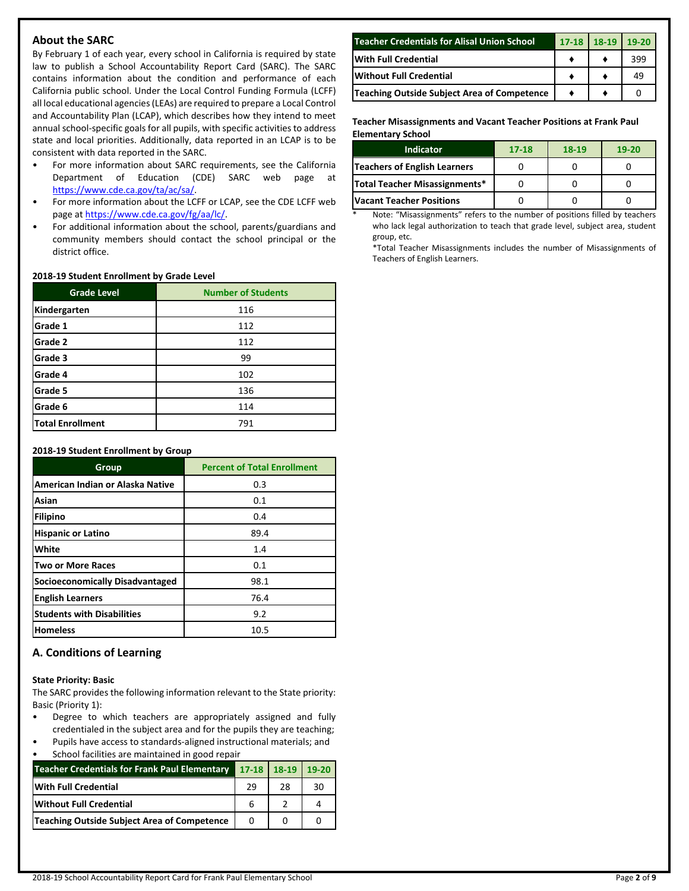## About the SARC

By February 1 of each year, every school in California is required by state law to publish a School Accountability Report Card (SARC). The SARC contains information about the condition and performance of each California public school. Under the Local Control Funding Formula (LCFF) all local educational agencies (LEAs) are required to prepare a Local Control and Accountability Plan (LCAP), which describes how they intend to meet annual school-specific goals for all pupils, with specific activities to address state and local priorities. Additionally, data reported in an LCAP is to be consistent with data reported in the SARC.

- For more information about SARC requirements, see the California Department of Education (CDE) SARC web page at https://www.cde.ca.gov/ta/ac/sa/.
- For more information about the LCFF or LCAP, see the CDE LCFF web page at https://www.cde.ca.gov/fg/aa/lc/.
- For additional information about the school, parents/guardians and community members should contact the school principal or the district office.

**2018-19 Student Enrollment by Grade Level**

| Grade Level | Number of Students |
|---|---|
| Kindergarten | 116 |
| Grade 1 | 112 |
| Grade 2 | 112 |
| Grade 3 | 99 |
| Grade 4 | 102 |
| Grade 5 | 136 |
| Grade 6 | 114 |
| Total Enrollment | 791 |

**2018-19 Student Enrollment by Group**

| Group | Percent of Total Enrollment |
|---|---|
| American Indian or Alaska Native | 0.3 |
| Asian | 0.1 |
| Filipino | 0.4 |
| Hispanic or Latino | 89.4 |
| White | 1.4 |
| Two or More Races | 0.1 |
| Socioeconomically Disadvantaged | 98.1 |
| English Learners | 76.4 |
| Students with Disabilities | 9.2 |
| Homeless | 10.5 |

## A. Conditions of Learning

**State Priority: Basic**

The SARC provides the following information relevant to the State priority: Basic (Priority 1):

- Degree to which teachers are appropriately assigned and fully credentialed in the subject area and for the pupils they are teaching;
- Pupils have access to standards-aligned instructional materials; and
- School facilities are maintained in good repair

| Teacher Credentials for Frank Paul Elementary | 17-18 | 18-19 | 19-20 |
|---|---|---|---|
| With Full Credential | 29 | 28 | 30 |
| Without Full Credential | 6 | 2 | 4 |
| Teaching Outside Subject Area of Competence | 0 | 0 | 0 |

| Teacher Credentials for Alisal Union School | 17-18 | 18-19 | 19-20 |
|---|---|---|---|
| With Full Credential | ♦ | ♦ | 399 |
| Without Full Credential | ♦ | ♦ | 49 |
| Teaching Outside Subject Area of Competence | ♦ | ♦ | 0 |

**Teacher Misassignments and Vacant Teacher Positions at Frank Paul Elementary School**

| Indicator | 17-18 | 18-19 | 19-20 |
|---|---|---|---|
| Teachers of English Learners | 0 | 0 | 0 |
| Total Teacher Misassignments* | 0 | 0 | 0 |
| Vacant Teacher Positions | 0 | 0 | 0 |

\* Note: "Misassignments" refers to the number of positions filled by teachers who lack legal authorization to teach that grade level, subject area, student group, etc.

*Total Teacher Misassignments includes the number of Misassignments of Teachers of English Learners.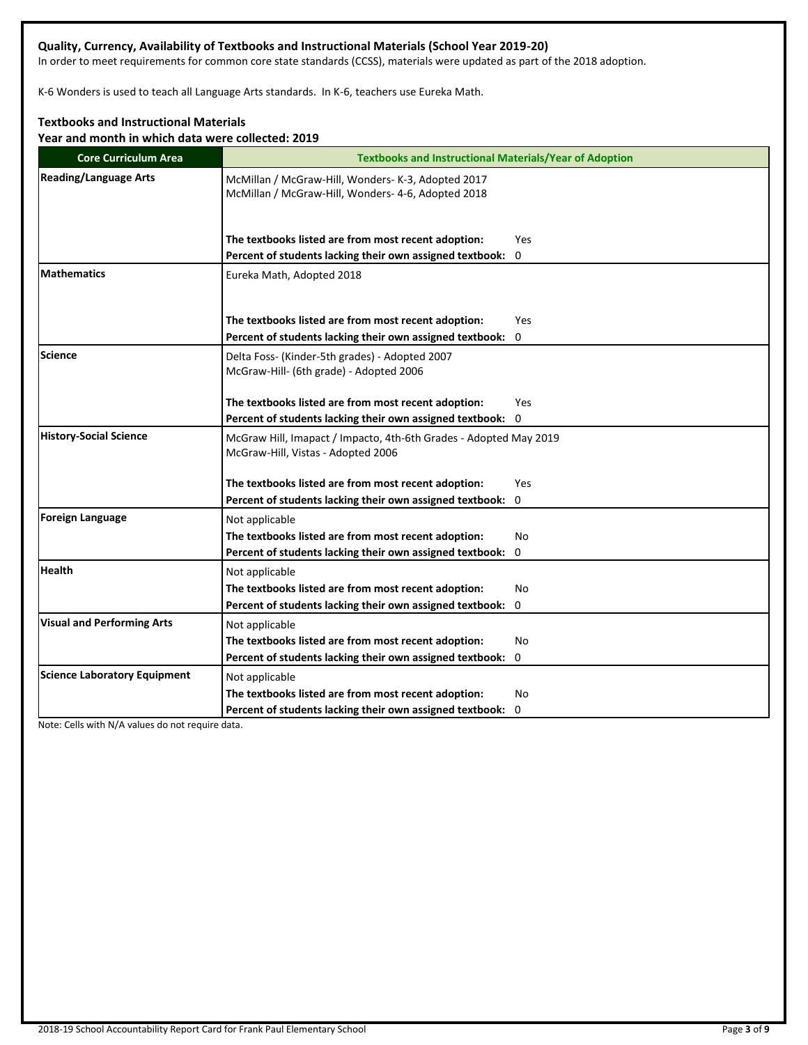### Quality, Currency, Availability of Textbooks and Instructional Materials (School Year 2019-20)

In order to meet requirements for common core state standards (CCSS), materials were updated as part of the 2018 adoption.

K-6 Wonders is used to teach all Language Arts standards. In K-6, teachers use Eureka Math.

### Textbooks and Instructional Materials

**Year and month in which data were collected: 2019**

| Core Curriculum Area | Textbooks and Instructional Materials/Year of Adoption |
|---|---|
| **Reading/Language Arts** | McMillan / McGraw-Hill, Wonders- K-3, Adopted 2017<br>McMillan / McGraw-Hill, Wonders- 4-6, Adopted 2018<br><br>**The textbooks listed are from most recent adoption:** Yes<br>**Percent of students lacking their own assigned textbook:** 0 |
| **Mathematics** | Eureka Math, Adopted 2018<br><br>**The textbooks listed are from most recent adoption:** Yes<br>**Percent of students lacking their own assigned textbook:** 0 |
| **Science** | Delta Foss- (Kinder-5th grades) - Adopted 2007<br>McGraw-Hill- (6th grade) - Adopted 2006<br><br>**The textbooks listed are from most recent adoption:** Yes<br>**Percent of students lacking their own assigned textbook:** 0 |
| **History-Social Science** | McGraw Hill, Imapact / Impacto, 4th-6th Grades - Adopted May 2019<br>McGraw-Hill, Vistas - Adopted 2006<br><br>**The textbooks listed are from most recent adoption:** Yes<br>**Percent of students lacking their own assigned textbook:** 0 |
| **Foreign Language** | Not applicable<br>**The textbooks listed are from most recent adoption:** No<br>**Percent of students lacking their own assigned textbook:** 0 |
| **Health** | Not applicable<br>**The textbooks listed are from most recent adoption:** No<br>**Percent of students lacking their own assigned textbook:** 0 |
| **Visual and Performing Arts** | Not applicable<br>**The textbooks listed are from most recent adoption:** No<br>**Percent of students lacking their own assigned textbook:** 0 |
| **Science Laboratory Equipment** | Not applicable<br>**The textbooks listed are from most recent adoption:** No<br>**Percent of students lacking their own assigned textbook:** 0 |

Note: Cells with N/A values do not require data.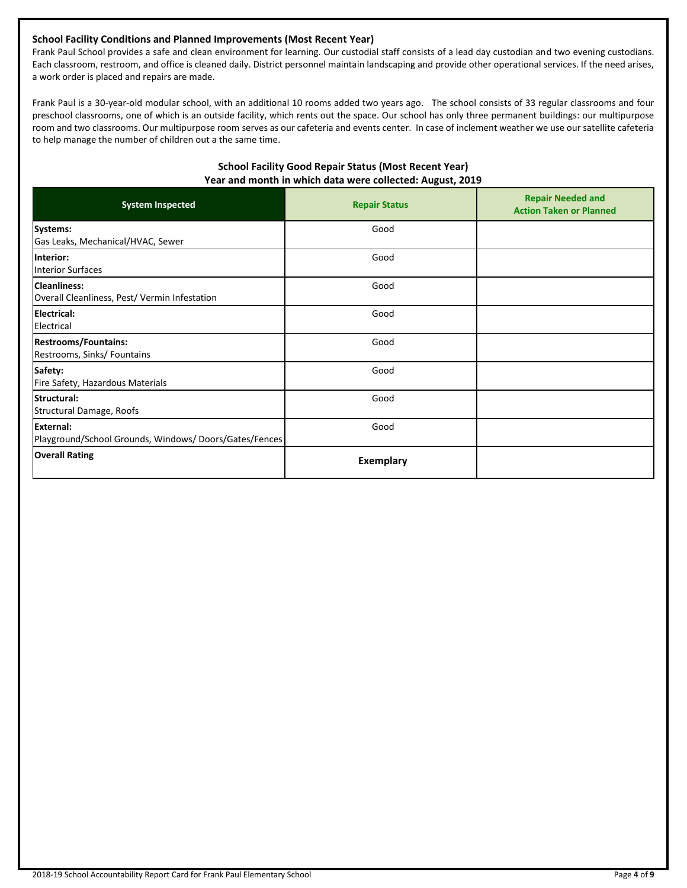### School Facility Conditions and Planned Improvements (Most Recent Year)

Frank Paul School provides a safe and clean environment for learning. Our custodial staff consists of a lead day custodian and two evening custodians. Each classroom, restroom, and office is cleaned daily. District personnel maintain landscaping and provide other operational services. If the need arises, a work order is placed and repairs are made.

Frank Paul is a 30-year-old modular school, with an additional 10 rooms added two years ago. The school consists of 33 regular classrooms and four preschool classrooms, one of which is an outside facility, which rents out the space. Our school has only three permanent buildings: our multipurpose room and two classrooms. Our multipurpose room serves as our cafeteria and events center. In case of inclement weather we use our satellite cafeteria to help manage the number of children out a the same time.

**School Facility Good Repair Status (Most Recent Year)**
**Year and month in which data were collected: August, 2019**

| System Inspected | Repair Status | Repair Needed and Action Taken or Planned |
|---|---|---|
| **Systems:** Gas Leaks, Mechanical/HVAC, Sewer | Good | |
| **Interior:** Interior Surfaces | Good | |
| **Cleanliness:** Overall Cleanliness, Pest/ Vermin Infestation | Good | |
| **Electrical:** Electrical | Good | |
| **Restrooms/Fountains:** Restrooms, Sinks/ Fountains | Good | |
| **Safety:** Fire Safety, Hazardous Materials | Good | |
| **Structural:** Structural Damage, Roofs | Good | |
| **External:** Playground/School Grounds, Windows/ Doors/Gates/Fences | Good | |
| **Overall Rating** | **Exemplary** | |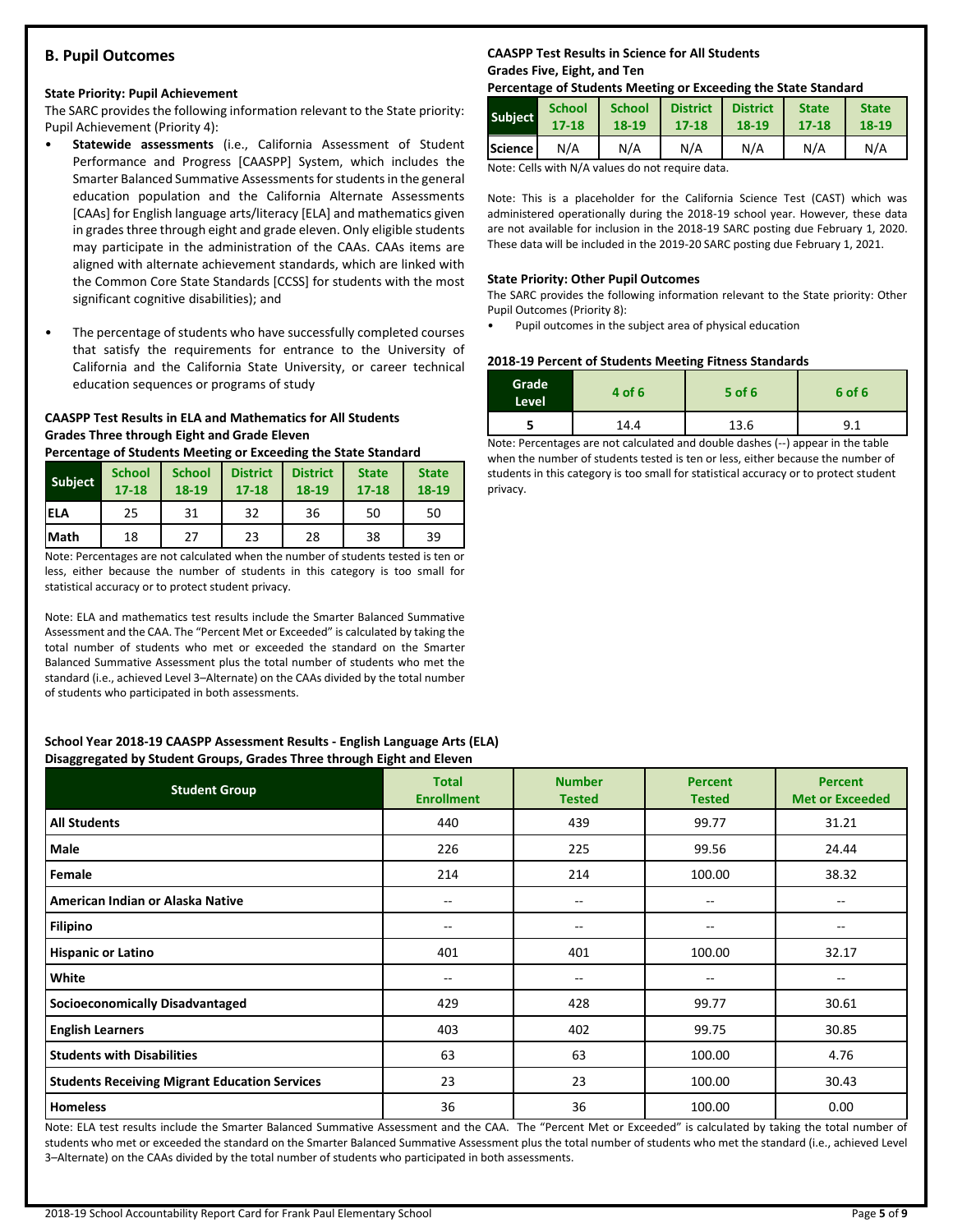## B. Pupil Outcomes

### State Priority: Pupil Achievement

The SARC provides the following information relevant to the State priority: Pupil Achievement (Priority 4):

- **Statewide assessments** (i.e., California Assessment of Student Performance and Progress [CAASPP] System, which includes the Smarter Balanced Summative Assessments for students in the general education population and the California Alternate Assessments [CAAs] for English language arts/literacy [ELA] and mathematics given in grades three through eight and grade eleven. Only eligible students may participate in the administration of the CAAs. CAAs items are aligned with alternate achievement standards, which are linked with the Common Core State Standards [CCSS] for students with the most significant cognitive disabilities); and

- The percentage of students who have successfully completed courses that satisfy the requirements for entrance to the University of California and the California State University, or career technical education sequences or programs of study

**CAASPP Test Results in ELA and Mathematics for All Students Grades Three through Eight and Grade Eleven Percentage of Students Meeting or Exceeding the State Standard**

| Subject | School 17-18 | School 18-19 | District 17-18 | District 18-19 | State 17-18 | State 18-19 |
|---|---|---|---|---|---|---|
| ELA | 25 | 31 | 32 | 36 | 50 | 50 |
| Math | 18 | 27 | 23 | 28 | 38 | 39 |

Note: Percentages are not calculated when the number of students tested is ten or less, either because the number of students in this category is too small for statistical accuracy or to protect student privacy.

Note: ELA and mathematics test results include the Smarter Balanced Summative Assessment and the CAA. The "Percent Met or Exceeded" is calculated by taking the total number of students who met or exceeded the standard on the Smarter Balanced Summative Assessment plus the total number of students who met the standard (i.e., achieved Level 3–Alternate) on the CAAs divided by the total number of students who participated in both assessments.

**CAASPP Test Results in Science for All Students Grades Five, Eight, and Ten Percentage of Students Meeting or Exceeding the State Standard**

| Subject | School 17-18 | School 18-19 | District 17-18 | District 18-19 | State 17-18 | State 18-19 |
|---|---|---|---|---|---|---|
| Science | N/A | N/A | N/A | N/A | N/A | N/A |

Note: Cells with N/A values do not require data.

Note: This is a placeholder for the California Science Test (CAST) which was administered operationally during the 2018-19 school year. However, these data are not available for inclusion in the 2018-19 SARC posting due February 1, 2020. These data will be included in the 2019-20 SARC posting due February 1, 2021.

### State Priority: Other Pupil Outcomes

The SARC provides the following information relevant to the State priority: Other Pupil Outcomes (Priority 8):

- Pupil outcomes in the subject area of physical education

**2018-19 Percent of Students Meeting Fitness Standards**

| Grade Level | 4 of 6 | 5 of 6 | 6 of 6 |
|---|---|---|---|
| 5 | 14.4 | 13.6 | 9.1 |

Note: Percentages are not calculated and double dashes (--) appear in the table when the number of students tested is ten or less, either because the number of students in this category is too small for statistical accuracy or to protect student privacy.

**School Year 2018-19 CAASPP Assessment Results - English Language Arts (ELA) Disaggregated by Student Groups, Grades Three through Eight and Eleven**

| Student Group | Total Enrollment | Number Tested | Percent Tested | Percent Met or Exceeded |
|---|---|---|---|---|
| **All Students** | 440 | 439 | 99.77 | 31.21 |
| **Male** | 226 | 225 | 99.56 | 24.44 |
| **Female** | 214 | 214 | 100.00 | 38.32 |
| **American Indian or Alaska Native** | -- | -- | -- | -- |
| **Filipino** | -- | -- | -- | -- |
| **Hispanic or Latino** | 401 | 401 | 100.00 | 32.17 |
| **White** | -- | -- | -- | -- |
| **Socioeconomically Disadvantaged** | 429 | 428 | 99.77 | 30.61 |
| **English Learners** | 403 | 402 | 99.75 | 30.85 |
| **Students with Disabilities** | 63 | 63 | 100.00 | 4.76 |
| **Students Receiving Migrant Education Services** | 23 | 23 | 100.00 | 30.43 |
| **Homeless** | 36 | 36 | 100.00 | 0.00 |

Note: ELA test results include the Smarter Balanced Summative Assessment and the CAA. The "Percent Met or Exceeded" is calculated by taking the total number of students who met or exceeded the standard on the Smarter Balanced Summative Assessment plus the total number of students who met the standard (i.e., achieved Level 3–Alternate) on the CAAs divided by the total number of students who participated in both assessments.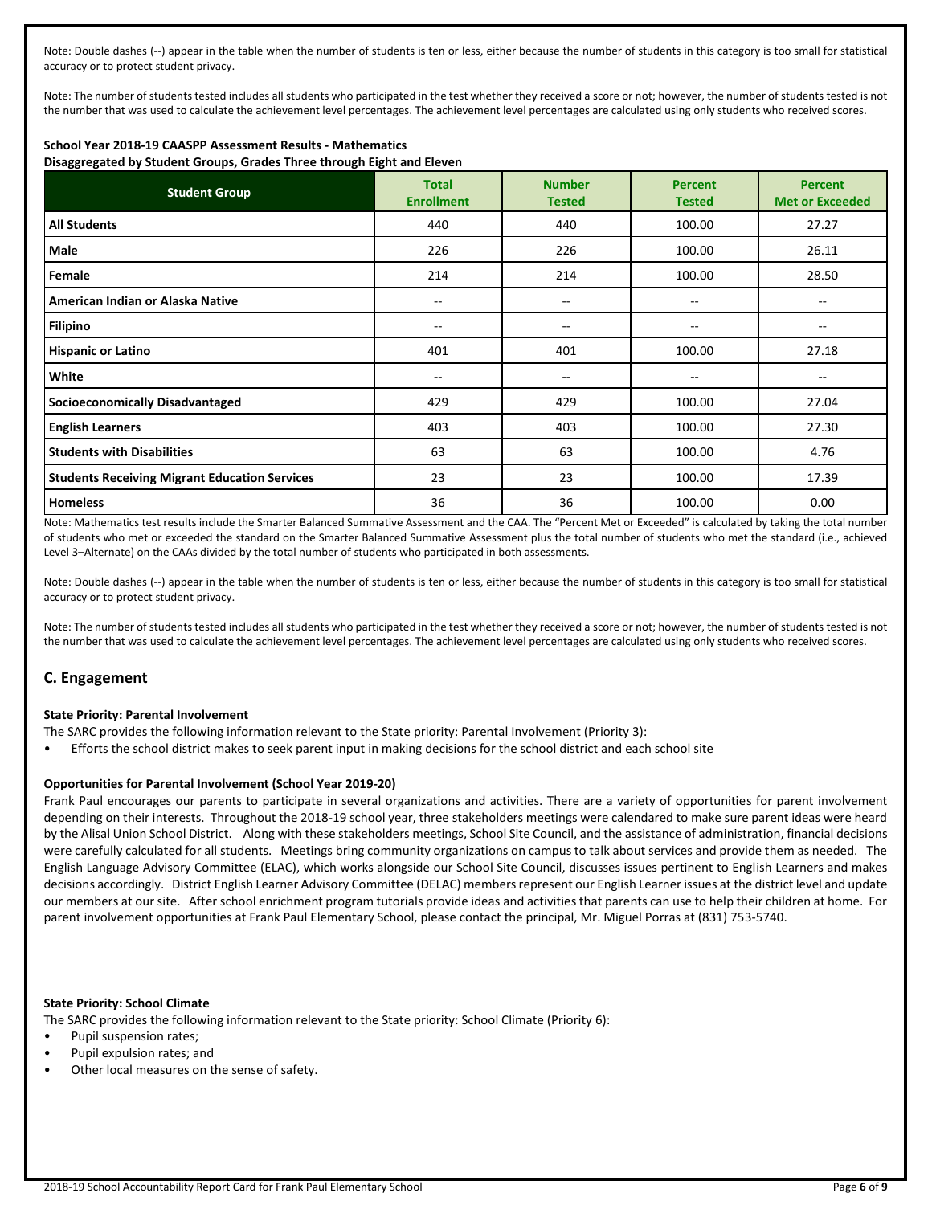Note: Double dashes (--) appear in the table when the number of students is ten or less, either because the number of students in this category is too small for statistical accuracy or to protect student privacy.

Note: The number of students tested includes all students who participated in the test whether they received a score or not; however, the number of students tested is not the number that was used to calculate the achievement level percentages. The achievement level percentages are calculated using only students who received scores.

**School Year 2018-19 CAASPP Assessment Results - Mathematics**
**Disaggregated by Student Groups, Grades Three through Eight and Eleven**

| Student Group | Total Enrollment | Number Tested | Percent Tested | Percent Met or Exceeded |
|---|---|---|---|---|
| **All Students** | 440 | 440 | 100.00 | 27.27 |
| **Male** | 226 | 226 | 100.00 | 26.11 |
| **Female** | 214 | 214 | 100.00 | 28.50 |
| **American Indian or Alaska Native** | -- | -- | -- | -- |
| **Filipino** | -- | -- | -- | -- |
| **Hispanic or Latino** | 401 | 401 | 100.00 | 27.18 |
| **White** | -- | -- | -- | -- |
| **Socioeconomically Disadvantaged** | 429 | 429 | 100.00 | 27.04 |
| **English Learners** | 403 | 403 | 100.00 | 27.30 |
| **Students with Disabilities** | 63 | 63 | 100.00 | 4.76 |
| **Students Receiving Migrant Education Services** | 23 | 23 | 100.00 | 17.39 |
| **Homeless** | 36 | 36 | 100.00 | 0.00 |

Note: Mathematics test results include the Smarter Balanced Summative Assessment and the CAA. The "Percent Met or Exceeded" is calculated by taking the total number of students who met or exceeded the standard on the Smarter Balanced Summative Assessment plus the total number of students who met the standard (i.e., achieved Level 3–Alternate) on the CAAs divided by the total number of students who participated in both assessments.

Note: Double dashes (--) appear in the table when the number of students is ten or less, either because the number of students in this category is too small for statistical accuracy or to protect student privacy.

Note: The number of students tested includes all students who participated in the test whether they received a score or not; however, the number of students tested is not the number that was used to calculate the achievement level percentages. The achievement level percentages are calculated using only students who received scores.

## C. Engagement

**State Priority: Parental Involvement**

The SARC provides the following information relevant to the State priority: Parental Involvement (Priority 3):

- Efforts the school district makes to seek parent input in making decisions for the school district and each school site

**Opportunities for Parental Involvement (School Year 2019-20)**

Frank Paul encourages our parents to participate in several organizations and activities. There are a variety of opportunities for parent involvement depending on their interests. Throughout the 2018-19 school year, three stakeholders meetings were calendared to make sure parent ideas were heard by the Alisal Union School District. Along with these stakeholders meetings, School Site Council, and the assistance of administration, financial decisions were carefully calculated for all students. Meetings bring community organizations on campus to talk about services and provide them as needed. The English Language Advisory Committee (ELAC), which works alongside our School Site Council, discusses issues pertinent to English Learners and makes decisions accordingly. District English Learner Advisory Committee (DELAC) members represent our English Learner issues at the district level and update our members at our site. After school enrichment program tutorials provide ideas and activities that parents can use to help their children at home. For parent involvement opportunities at Frank Paul Elementary School, please contact the principal, Mr. Miguel Porras at (831) 753-5740.

**State Priority: School Climate**

The SARC provides the following information relevant to the State priority: School Climate (Priority 6):

- Pupil suspension rates;
- Pupil expulsion rates; and
- Other local measures on the sense of safety.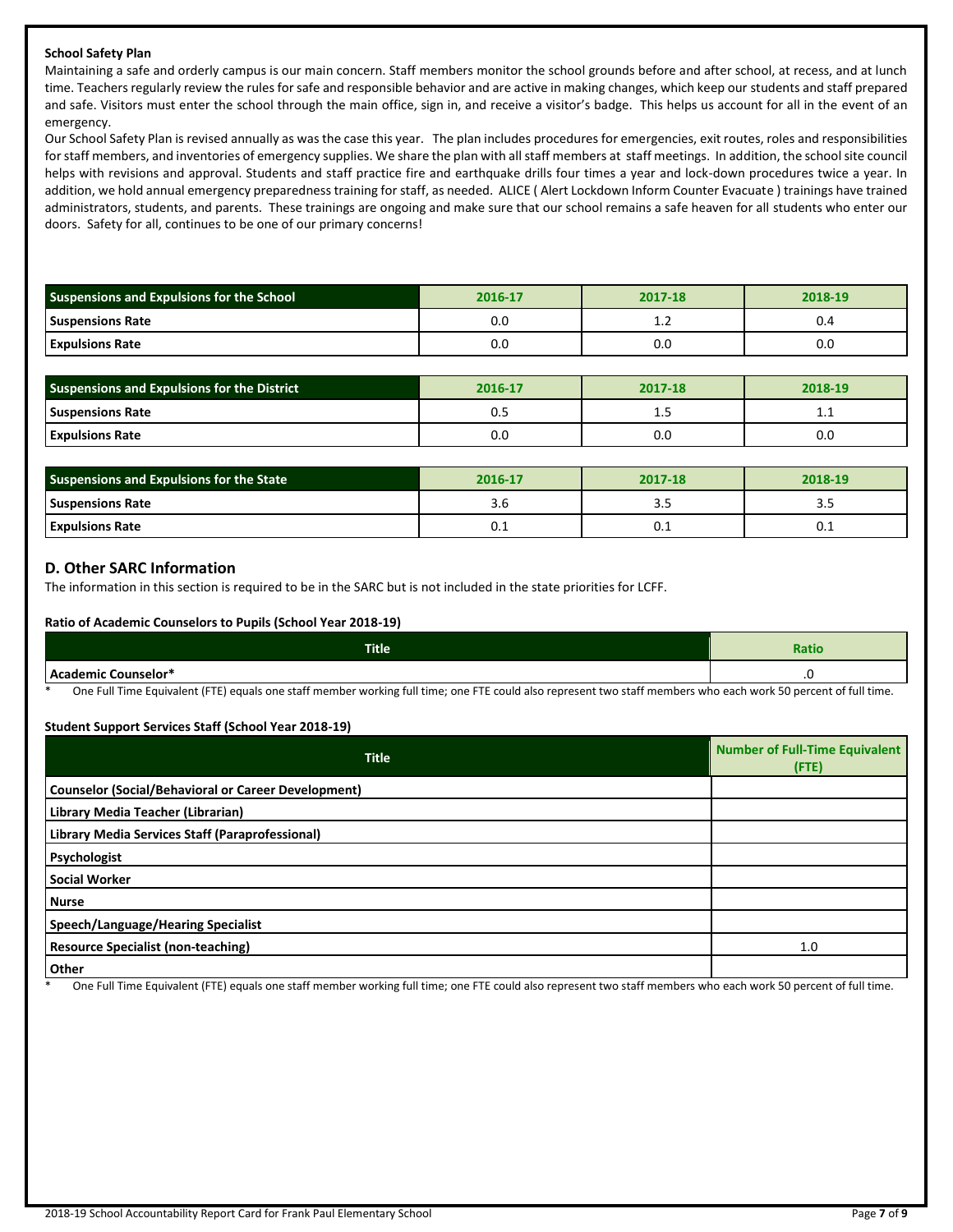**School Safety Plan**

Maintaining a safe and orderly campus is our main concern. Staff members monitor the school grounds before and after school, at recess, and at lunch time. Teachers regularly review the rules for safe and responsible behavior and are active in making changes, which keep our students and staff prepared and safe. Visitors must enter the school through the main office, sign in, and receive a visitor's badge. This helps us account for all in the event of an emergency.

Our School Safety Plan is revised annually as was the case this year. The plan includes procedures for emergencies, exit routes, roles and responsibilities for staff members, and inventories of emergency supplies. We share the plan with all staff members at staff meetings. In addition, the school site council helps with revisions and approval. Students and staff practice fire and earthquake drills four times a year and lock-down procedures twice a year. In addition, we hold annual emergency preparedness training for staff, as needed. ALICE ( Alert Lockdown Inform Counter Evacuate ) trainings have trained administrators, students, and parents. These trainings are ongoing and make sure that our school remains a safe heaven for all students who enter our doors. Safety for all, continues to be one of our primary concerns!

| Suspensions and Expulsions for the School | 2016-17 | 2017-18 | 2018-19 |
|---|---|---|---|
| Suspensions Rate | 0.0 | 1.2 | 0.4 |
| Expulsions Rate | 0.0 | 0.0 | 0.0 |

| Suspensions and Expulsions for the District | 2016-17 | 2017-18 | 2018-19 |
|---|---|---|---|
| Suspensions Rate | 0.5 | 1.5 | 1.1 |
| Expulsions Rate | 0.0 | 0.0 | 0.0 |

| Suspensions and Expulsions for the State | 2016-17 | 2017-18 | 2018-19 |
|---|---|---|---|
| Suspensions Rate | 3.6 | 3.5 | 3.5 |
| Expulsions Rate | 0.1 | 0.1 | 0.1 |

## D. Other SARC Information

The information in this section is required to be in the SARC but is not included in the state priorities for LCFF.

**Ratio of Academic Counselors to Pupils (School Year 2018-19)**

| Title | Ratio |
|---|---|
| Academic Counselor* | .0 |

\* One Full Time Equivalent (FTE) equals one staff member working full time; one FTE could also represent two staff members who each work 50 percent of full time.

**Student Support Services Staff (School Year 2018-19)**

| Title | Number of Full-Time Equivalent (FTE) |
|---|---|
| Counselor (Social/Behavioral or Career Development) | |
| Library Media Teacher (Librarian) | |
| Library Media Services Staff (Paraprofessional) | |
| Psychologist | |
| Social Worker | |
| Nurse | |
| Speech/Language/Hearing Specialist | |
| Resource Specialist (non-teaching) | 1.0 |
| Other | |

\* One Full Time Equivalent (FTE) equals one staff member working full time; one FTE could also represent two staff members who each work 50 percent of full time.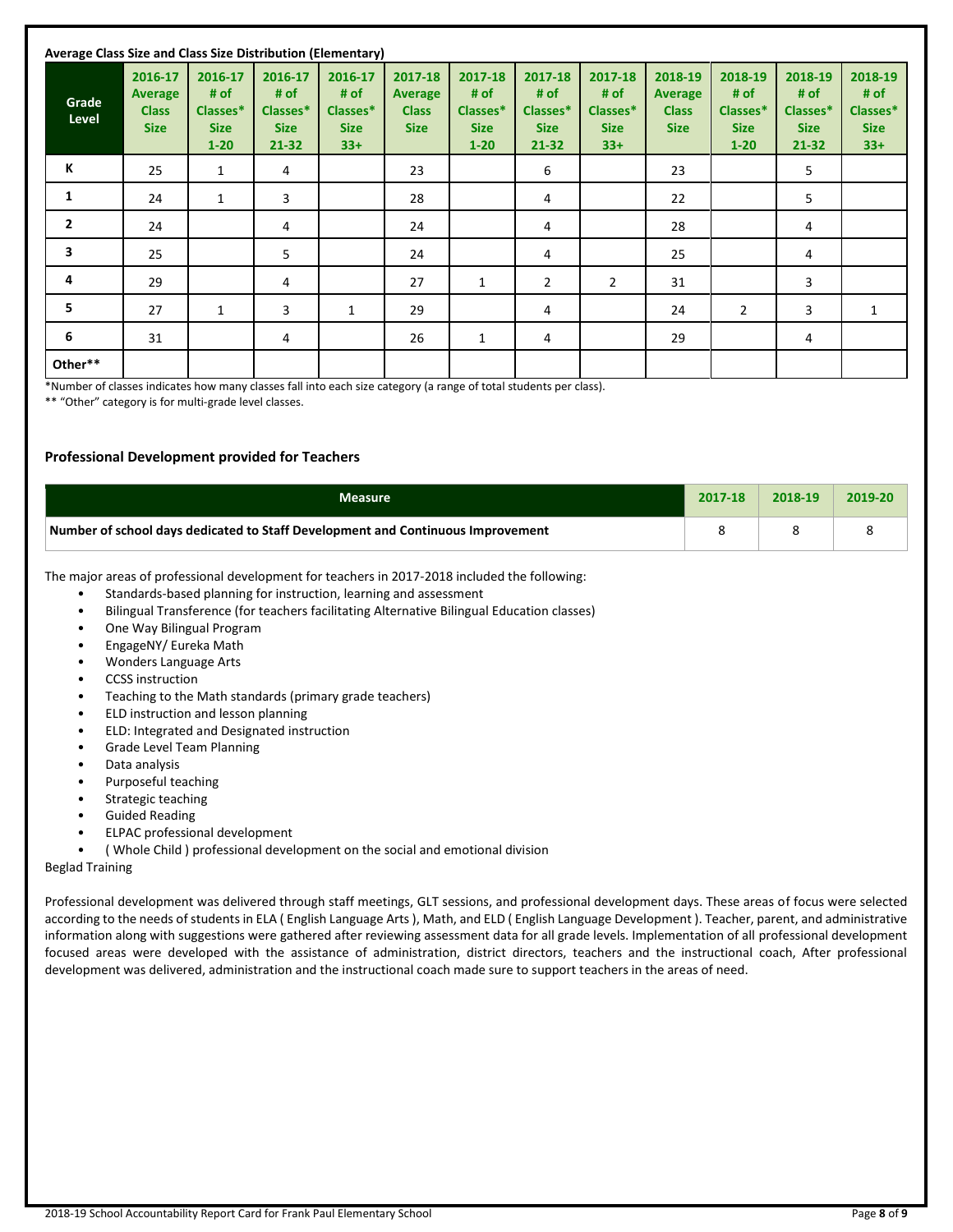**Average Class Size and Class Size Distribution (Elementary)**

| Grade Level | 2016-17 Average Class Size | 2016-17 # of Classes* Size 1-20 | 2016-17 # of Classes* Size 21-32 | 2016-17 # of Classes* Size 33+ | 2017-18 Average Class Size | 2017-18 # of Classes* Size 1-20 | 2017-18 # of Classes* Size 21-32 | 2017-18 # of Classes* Size 33+ | 2018-19 Average Class Size | 2018-19 # of Classes* Size 1-20 | 2018-19 # of Classes* Size 21-32 | 2018-19 # of Classes* Size 33+ |
|---|---|---|---|---|---|---|---|---|---|---|---|---|
| K | 25 | 1 | 4 | | 23 | | 6 | | 23 | | 5 | |
| 1 | 24 | 1 | 3 | | 28 | | 4 | | 22 | | 5 | |
| 2 | 24 | | 4 | | 24 | | 4 | | 28 | | 4 | |
| 3 | 25 | | 5 | | 24 | | 4 | | 25 | | 4 | |
| 4 | 29 | | 4 | | 27 | 1 | 2 | 2 | 31 | | 3 | |
| 5 | 27 | 1 | 3 | 1 | 29 | | 4 | | 24 | 2 | 3 | 1 |
| 6 | 31 | | 4 | | 26 | 1 | 4 | | 29 | | 4 | |
| Other** | | | | | | | | | | | | |

*Number of classes indicates how many classes fall into each size category (a range of total students per class).

** "Other" category is for multi-grade level classes.

### Professional Development provided for Teachers

| Measure | 2017-18 | 2018-19 | 2019-20 |
|---|---|---|---|
| Number of school days dedicated to Staff Development and Continuous Improvement | 8 | 8 | 8 |

The major areas of professional development for teachers in 2017-2018 included the following:

- Standards-based planning for instruction, learning and assessment
- Bilingual Transference (for teachers facilitating Alternative Bilingual Education classes)
- One Way Bilingual Program
- EngageNY/ Eureka Math
- Wonders Language Arts
- CCSS instruction
- Teaching to the Math standards (primary grade teachers)
- ELD instruction and lesson planning
- ELD: Integrated and Designated instruction
- Grade Level Team Planning
- Data analysis
- Purposeful teaching
- Strategic teaching
- Guided Reading
- ELPAC professional development
- ( Whole Child ) professional development on the social and emotional division

Beglad Training

Professional development was delivered through staff meetings, GLT sessions, and professional development days. These areas of focus were selected according to the needs of students in ELA ( English Language Arts ), Math, and ELD ( English Language Development ). Teacher, parent, and administrative information along with suggestions were gathered after reviewing assessment data for all grade levels. Implementation of all professional development focused areas were developed with the assistance of administration, district directors, teachers and the instructional coach, After professional development was delivered, administration and the instructional coach made sure to support teachers in the areas of need.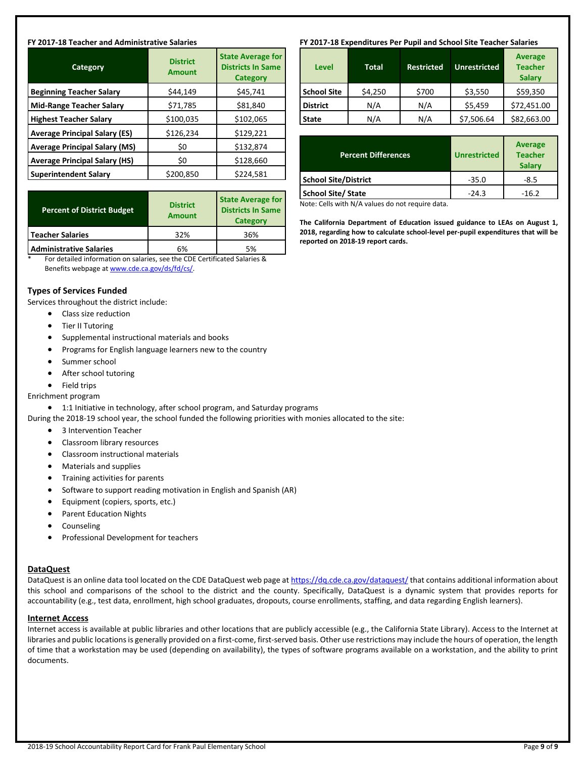**FY 2017-18 Teacher and Administrative Salaries**

| Category | District Amount | State Average for Districts In Same Category |
| --- | --- | --- |
| Beginning Teacher Salary | $44,149 | $45,741 |
| Mid-Range Teacher Salary | $71,785 | $81,840 |
| Highest Teacher Salary | $100,035 | $102,065 |
| Average Principal Salary (ES) | $126,234 | $129,221 |
| Average Principal Salary (MS) | $0 | $132,874 |
| Average Principal Salary (HS) | $0 | $128,660 |
| Superintendent Salary | $200,850 | $224,581 |

| Percent of District Budget | District Amount | State Average for Districts In Same Category |
| --- | --- | --- |
| Teacher Salaries | 32% | 36% |
| Administrative Salaries | 6% | 5% |

* For detailed information on salaries, see the CDE Certificated Salaries & Benefits webpage at www.cde.ca.gov/ds/fd/cs/.

**FY 2017-18 Expenditures Per Pupil and School Site Teacher Salaries**

| Level | Total | Restricted | Unrestricted | Average Teacher Salary |
| --- | --- | --- | --- | --- |
| School Site | $4,250 | $700 | $3,550 | $59,350 |
| District | N/A | N/A | $5,459 | $72,451.00 |
| State | N/A | N/A | $7,506.64 | $82,663.00 |

| Percent Differences | Unrestricted | Average Teacher Salary |
| --- | --- | --- |
| School Site/District | -35.0 | -8.5 |
| School Site/ State | -24.3 | -16.2 |

Note: Cells with N/A values do not require data.

**The California Department of Education issued guidance to LEAs on August 1, 2018, regarding how to calculate school-level per-pupil expenditures that will be reported on 2018-19 report cards.**

## Types of Services Funded

Services throughout the district include:

- Class size reduction
- Tier II Tutoring
- Supplemental instructional materials and books
- Programs for English language learners new to the country
- Summer school
- After school tutoring
- Field trips

Enrichment program

- 1:1 Initiative in technology, after school program, and Saturday programs

During the 2018-19 school year, the school funded the following priorities with monies allocated to the site:

- 3 Intervention Teacher
- Classroom library resources
- Classroom instructional materials
- Materials and supplies
- Training activities for parents
- Software to support reading motivation in English and Spanish (AR)
- Equipment (copiers, sports, etc.)
- Parent Education Nights
- Counseling
- Professional Development for teachers

## DataQuest

DataQuest is an online data tool located on the CDE DataQuest web page at https://dq.cde.ca.gov/dataquest/ that contains additional information about this school and comparisons of the school to the district and the county. Specifically, DataQuest is a dynamic system that provides reports for accountability (e.g., test data, enrollment, high school graduates, dropouts, course enrollments, staffing, and data regarding English learners).

## Internet Access

Internet access is available at public libraries and other locations that are publicly accessible (e.g., the California State Library). Access to the Internet at libraries and public locations is generally provided on a first-come, first-served basis. Other use restrictions may include the hours of operation, the length of time that a workstation may be used (depending on availability), the types of software programs available on a workstation, and the ability to print documents.